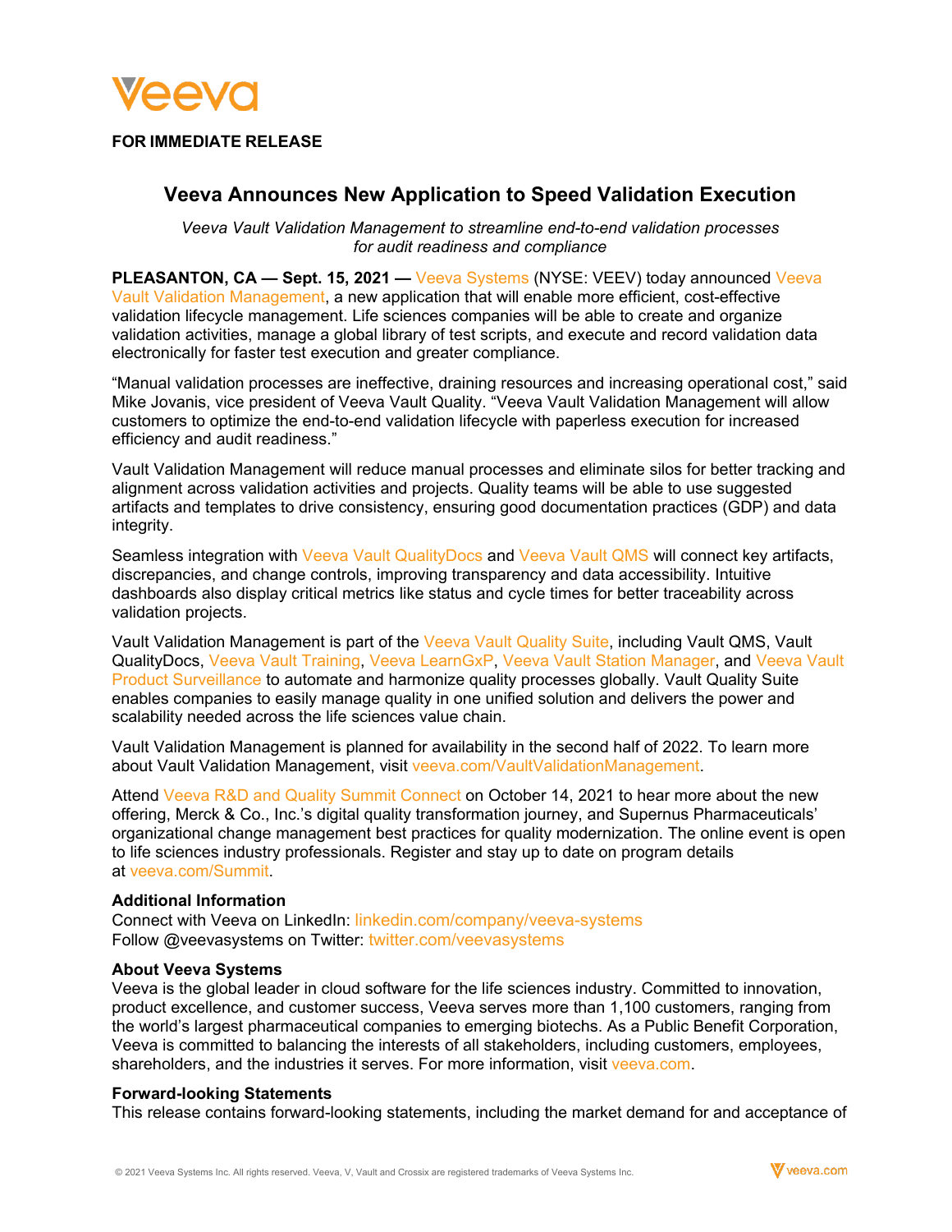Veeva

**FOR IMMEDIATE RELEASE**

# Veeva Announces New Application to Speed Validation Execution

*Veeva Vault Validation Management to streamline end-to-end validation processes for audit readiness and compliance*

**PLEASANTON, CA — Sept. 15, 2021 —** Veeva Systems (NYSE: VEEV) today announced Veeva Vault Validation Management, a new application that will enable more efficient, cost-effective validation lifecycle management. Life sciences companies will be able to create and organize validation activities, manage a global library of test scripts, and execute and record validation data electronically for faster test execution and greater compliance.

"Manual validation processes are ineffective, draining resources and increasing operational cost," said Mike Jovanis, vice president of Veeva Vault Quality. "Veeva Vault Validation Management will allow customers to optimize the end-to-end validation lifecycle with paperless execution for increased efficiency and audit readiness."

Vault Validation Management will reduce manual processes and eliminate silos for better tracking and alignment across validation activities and projects. Quality teams will be able to use suggested artifacts and templates to drive consistency, ensuring good documentation practices (GDP) and data integrity.

Seamless integration with Veeva Vault QualityDocs and Veeva Vault QMS will connect key artifacts, discrepancies, and change controls, improving transparency and data accessibility. Intuitive dashboards also display critical metrics like status and cycle times for better traceability across validation projects.

Vault Validation Management is part of the Veeva Vault Quality Suite, including Vault QMS, Vault QualityDocs, Veeva Vault Training, Veeva LearnGxP, Veeva Vault Station Manager, and Veeva Vault Product Surveillance to automate and harmonize quality processes globally. Vault Quality Suite enables companies to easily manage quality in one unified solution and delivers the power and scalability needed across the life sciences value chain.

Vault Validation Management is planned for availability in the second half of 2022. To learn more about Vault Validation Management, visit veeva.com/VaultValidationManagement.

Attend Veeva R&D and Quality Summit Connect on October 14, 2021 to hear more about the new offering, Merck & Co., Inc.'s digital quality transformation journey, and Supernus Pharmaceuticals' organizational change management best practices for quality modernization. The online event is open to life sciences industry professionals. Register and stay up to date on program details at veeva.com/Summit.

### Additional Information

Connect with Veeva on LinkedIn: linkedin.com/company/veeva-systems
Follow @veevasystems on Twitter: twitter.com/veevasystems

### About Veeva Systems

Veeva is the global leader in cloud software for the life sciences industry. Committed to innovation, product excellence, and customer success, Veeva serves more than 1,100 customers, ranging from the world's largest pharmaceutical companies to emerging biotechs. As a Public Benefit Corporation, Veeva is committed to balancing the interests of all stakeholders, including customers, employees, shareholders, and the industries it serves. For more information, visit veeva.com.

### Forward-looking Statements

This release contains forward-looking statements, including the market demand for and acceptance of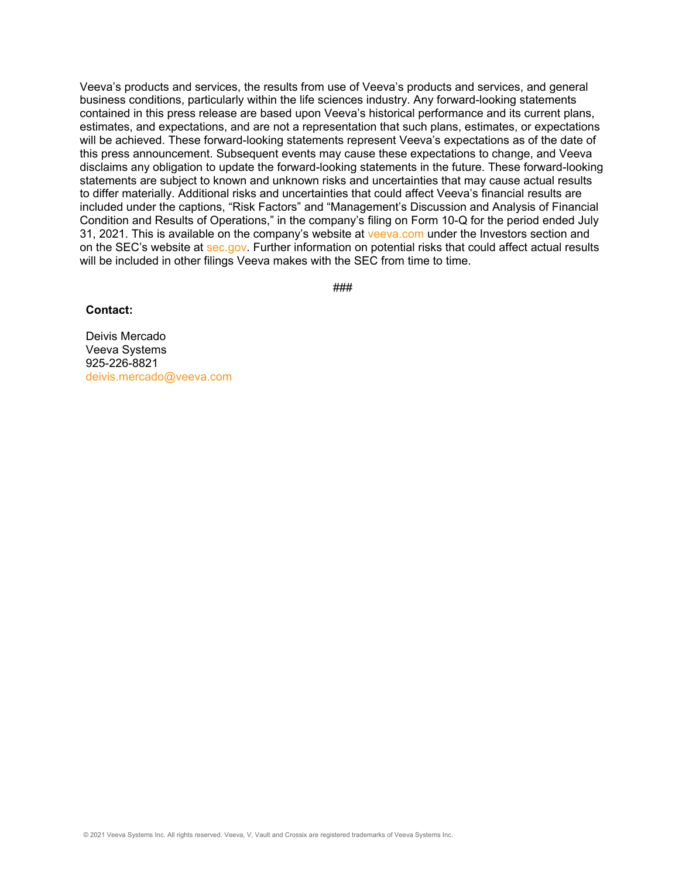Veeva's products and services, the results from use of Veeva's products and services, and general business conditions, particularly within the life sciences industry. Any forward-looking statements contained in this press release are based upon Veeva's historical performance and its current plans, estimates, and expectations, and are not a representation that such plans, estimates, or expectations will be achieved. These forward-looking statements represent Veeva's expectations as of the date of this press announcement. Subsequent events may cause these expectations to change, and Veeva disclaims any obligation to update the forward-looking statements in the future. These forward-looking statements are subject to known and unknown risks and uncertainties that may cause actual results to differ materially. Additional risks and uncertainties that could affect Veeva's financial results are included under the captions, "Risk Factors" and "Management's Discussion and Analysis of Financial Condition and Results of Operations," in the company's filing on Form 10-Q for the period ended July 31, 2021. This is available on the company's website at veeva.com under the Investors section and on the SEC's website at sec.gov. Further information on potential risks that could affect actual results will be included in other filings Veeva makes with the SEC from time to time.

###

**Contact:**

Deivis Mercado
Veeva Systems
925-226-8821
deivis.mercado@veeva.com

© 2021 Veeva Systems Inc. All rights reserved. Veeva, V, Vault and Crossix are registered trademarks of Veeva Systems Inc.